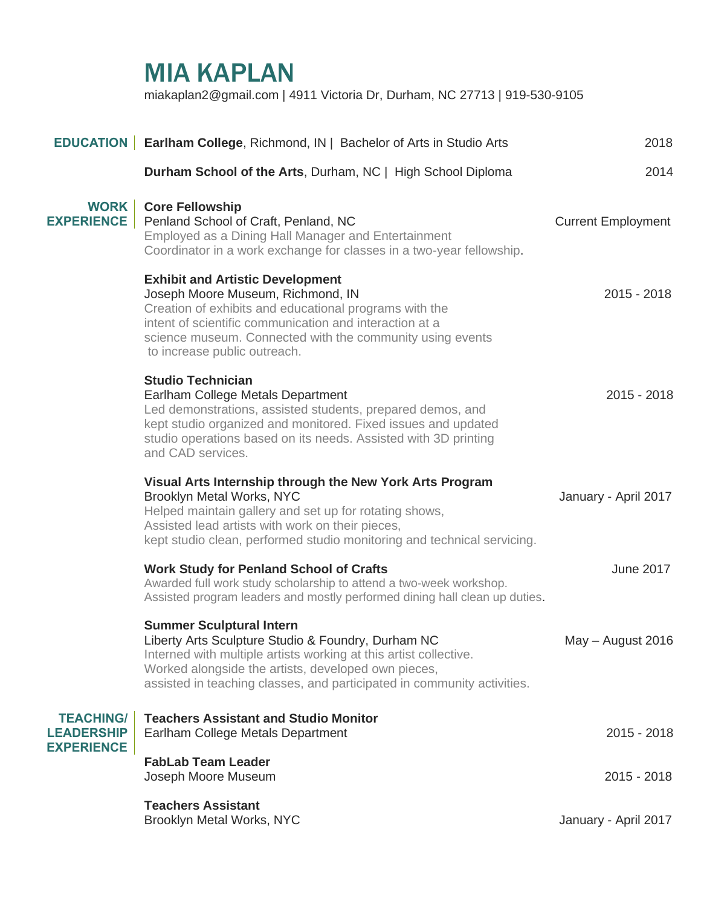# MIA KAPLAN

miakaplan2@gmail.com | 4911 Victoria Dr, Durham, NC 27713 | 919-530-9105

## EDUCATION

**Earlham College**, Richmond, IN | Bachelor of Arts in Studio Arts — 2018

**Durham School of the Arts**, Durham, NC | High School Diploma — 2014

## WORK EXPERIENCE

**Core Fellowship**
Penland School of Craft, Penland, NC — Current Employment
Employed as a Dining Hall Manager and Entertainment Coordinator in a work exchange for classes in a two-year fellowship.

**Exhibit and Artistic Development**
Joseph Moore Museum, Richmond, IN — 2015 - 2018
Creation of exhibits and educational programs with the intent of scientific communication and interaction at a science museum. Connected with the community using events to increase public outreach.

**Studio Technician**
Earlham College Metals Department — 2015 - 2018
Led demonstrations, assisted students, prepared demos, and kept studio organized and monitored. Fixed issues and updated studio operations based on its needs. Assisted with 3D printing and CAD services.

**Visual Arts Internship through the New York Arts Program**
Brooklyn Metal Works, NYC — January - April 2017
Helped maintain gallery and set up for rotating shows,
Assisted lead artists with work on their pieces,
kept studio clean, performed studio monitoring and technical servicing.

**Work Study for Penland School of Crafts** — June 2017
Awarded full work study scholarship to attend a two-week workshop.
Assisted program leaders and mostly performed dining hall clean up duties.

**Summer Sculptural Intern**
Liberty Arts Sculpture Studio & Foundry, Durham NC — May – August 2016
Interned with multiple artists working at this artist collective.
Worked alongside the artists, developed own pieces,
assisted in teaching classes, and participated in community activities.

## TEACHING/ LEADERSHIP EXPERIENCE

**Teachers Assistant and Studio Monitor**
Earlham College Metals Department — 2015 - 2018

**FabLab Team Leader**
Joseph Moore Museum — 2015 - 2018

**Teachers Assistant**
Brooklyn Metal Works, NYC — January - April 2017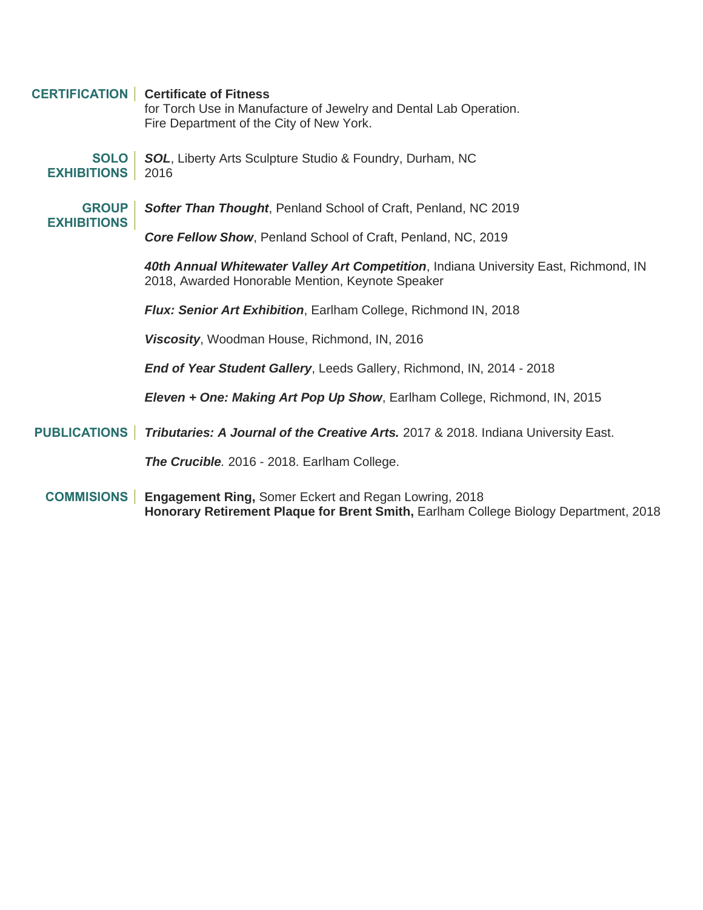## CERTIFICATION

**Certificate of Fitness**
for Torch Use in Manufacture of Jewelry and Dental Lab Operation.
Fire Department of the City of New York.

## SOLO EXHIBITIONS

***SOL***, Liberty Arts Sculpture Studio & Foundry, Durham, NC
2016

## GROUP EXHIBITIONS

***Softer Than Thought***, Penland School of Craft, Penland, NC 2019

***Core Fellow Show***, Penland School of Craft, Penland, NC, 2019

***40th Annual Whitewater Valley Art Competition***, Indiana University East, Richmond, IN
2018, Awarded Honorable Mention, Keynote Speaker

***Flux: Senior Art Exhibition***, Earlham College, Richmond IN, 2018

***Viscosity***, Woodman House, Richmond, IN, 2016

***End of Year Student Gallery***, Leeds Gallery, Richmond, IN, 2014 - 2018

***Eleven + One: Making Art Pop Up Show***, Earlham College, Richmond, IN, 2015

## PUBLICATIONS

***Tributaries: A Journal of the Creative Arts.*** 2017 & 2018. Indiana University East.

***The Crucible***. 2016 - 2018. Earlham College.

## COMMISIONS

**Engagement Ring,** Somer Eckert and Regan Lowring, 2018
**Honorary Retirement Plaque for Brent Smith,** Earlham College Biology Department, 2018